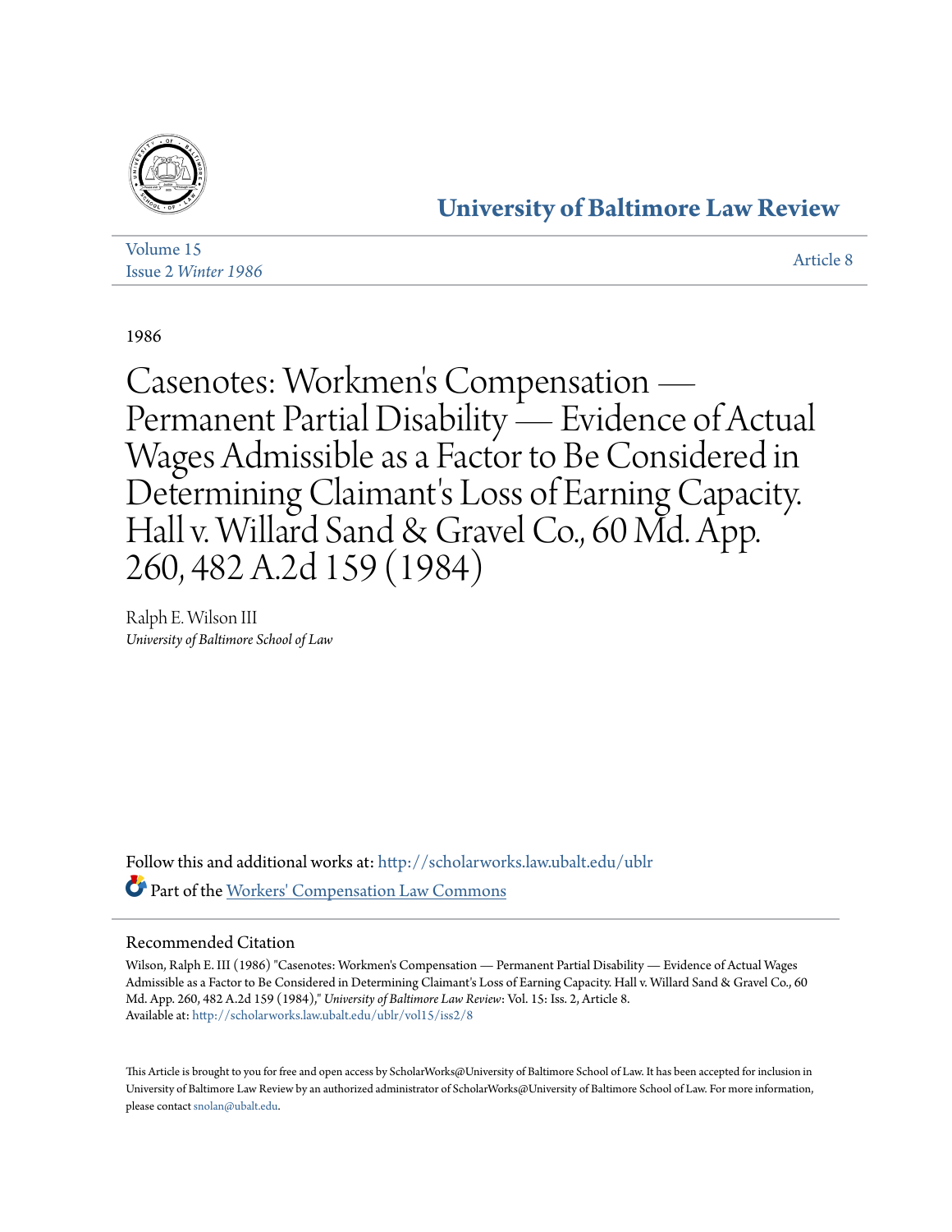# University of Baltimore Law Review

Volume 15
Issue 2 *Winter 1986*

Article 8

1986

# Casenotes: Workmen's Compensation — Permanent Partial Disability — Evidence of Actual Wages Admissible as a Factor to Be Considered in Determining Claimant's Loss of Earning Capacity. Hall v. Willard Sand & Gravel Co., 60 Md. App. 260, 482 A.2d 159 (1984)

Ralph E. Wilson III
*University of Baltimore School of Law*

Follow this and additional works at: http://scholarworks.law.ubalt.edu/ublr

Part of the Workers' Compensation Law Commons

## Recommended Citation

Wilson, Ralph E. III (1986) "Casenotes: Workmen's Compensation — Permanent Partial Disability — Evidence of Actual Wages Admissible as a Factor to Be Considered in Determining Claimant's Loss of Earning Capacity. Hall v. Willard Sand & Gravel Co., 60 Md. App. 260, 482 A.2d 159 (1984)," *University of Baltimore Law Review*: Vol. 15: Iss. 2, Article 8.
Available at: http://scholarworks.law.ubalt.edu/ublr/vol15/iss2/8

This Article is brought to you for free and open access by ScholarWorks@University of Baltimore School of Law. It has been accepted for inclusion in University of Baltimore Law Review by an authorized administrator of ScholarWorks@University of Baltimore School of Law. For more information, please contact snolan@ubalt.edu.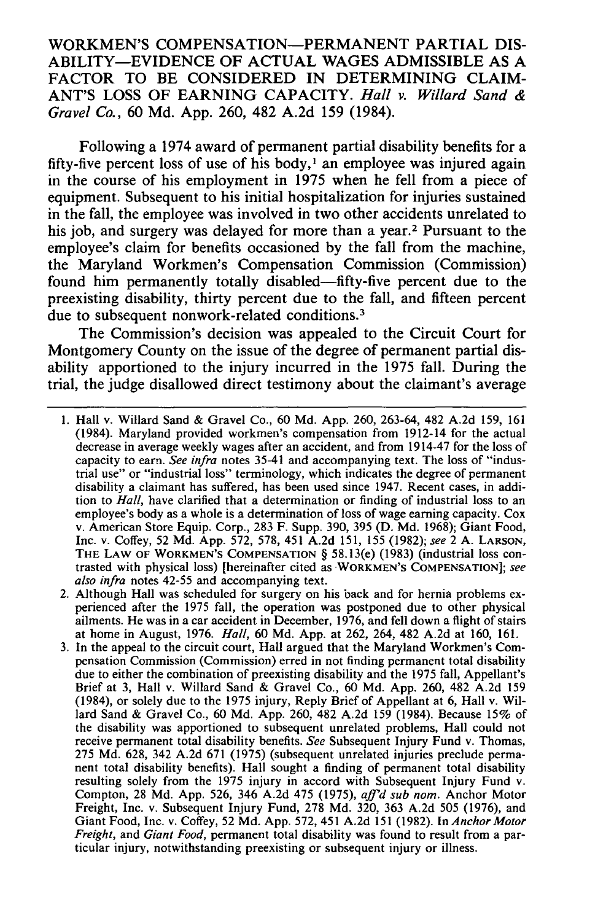WORKMEN'S COMPENSATION—PERMANENT PARTIAL DISABILITY—EVIDENCE OF ACTUAL WAGES ADMISSIBLE AS A FACTOR TO BE CONSIDERED IN DETERMINING CLAIMANT'S LOSS OF EARNING CAPACITY. *Hall v. Willard Sand & Gravel Co.*, 60 Md. App. 260, 482 A.2d 159 (1984).

Following a 1974 award of permanent partial disability benefits for a fifty-five percent loss of use of his body,[1] an employee was injured again in the course of his employment in 1975 when he fell from a piece of equipment. Subsequent to his initial hospitalization for injuries sustained in the fall, the employee was involved in two other accidents unrelated to his job, and surgery was delayed for more than a year.[2] Pursuant to the employee's claim for benefits occasioned by the fall from the machine, the Maryland Workmen's Compensation Commission (Commission) found him permanently totally disabled—fifty-five percent due to the preexisting disability, thirty percent due to the fall, and fifteen percent due to subsequent nonwork-related conditions.[3]

The Commission's decision was appealed to the Circuit Court for Montgomery County on the issue of the degree of permanent partial disability apportioned to the injury incurred in the 1975 fall. During the trial, the judge disallowed direct testimony about the claimant's average

---

1. Hall v. Willard Sand & Gravel Co., 60 Md. App. 260, 263-64, 482 A.2d 159, 161 (1984). Maryland provided workmen's compensation from 1912-14 for the actual decrease in average weekly wages after an accident, and from 1914-47 for the loss of capacity to earn. *See infra* notes 35-41 and accompanying text. The loss of "industrial use" or "industrial loss" terminology, which indicates the degree of permanent disability a claimant has suffered, has been used since 1947. Recent cases, in addition to *Hall*, have clarified that a determination or finding of industrial loss to an employee's body as a whole is a determination of loss of wage earning capacity. Cox v. American Store Equip. Corp., 283 F. Supp. 390, 395 (D. Md. 1968); Giant Food, Inc. v. Coffey, 52 Md. App. 572, 578, 451 A.2d 151, 155 (1982); *see* 2 A. LARSON, THE LAW OF WORKMEN'S COMPENSATION § 58.13(e) (1983) (industrial loss contrasted with physical loss) [hereinafter cited as WORKMEN'S COMPENSATION]; *see also infra* notes 42-55 and accompanying text.
2. Although Hall was scheduled for surgery on his back and for hernia problems experienced after the 1975 fall, the operation was postponed due to other physical ailments. He was in a car accident in December, 1976, and fell down a flight of stairs at home in August, 1976. *Hall*, 60 Md. App. at 262, 264, 482 A.2d at 160, 161.
3. In the appeal to the circuit court, Hall argued that the Maryland Workmen's Compensation Commission (Commission) erred in not finding permanent total disability due to either the combination of preexisting disability and the 1975 fall, Appellant's Brief at 3, Hall v. Willard Sand & Gravel Co., 60 Md. App. 260, 482 A.2d 159 (1984), or solely due to the 1975 injury, Reply Brief of Appellant at 6, Hall v. Willard Sand & Gravel Co., 60 Md. App. 260, 482 A.2d 159 (1984). Because 15% of the disability was apportioned to subsequent unrelated problems, Hall could not receive permanent total disability benefits. *See* Subsequent Injury Fund v. Thomas, 275 Md. 628, 342 A.2d 671 (1975) (subsequent unrelated injuries preclude permanent total disability benefits). Hall sought a finding of permanent total disability resulting solely from the 1975 injury in accord with Subsequent Injury Fund v. Compton, 28 Md. App. 526, 346 A.2d 475 (1975), *aff'd sub nom.* Anchor Motor Freight, Inc. v. Subsequent Injury Fund, 278 Md. 320, 363 A.2d 505 (1976), and Giant Food, Inc. v. Coffey, 52 Md. App. 572, 451 A.2d 151 (1982). In *Anchor Motor Freight*, and *Giant Food*, permanent total disability was found to result from a particular injury, notwithstanding preexisting or subsequent injury or illness.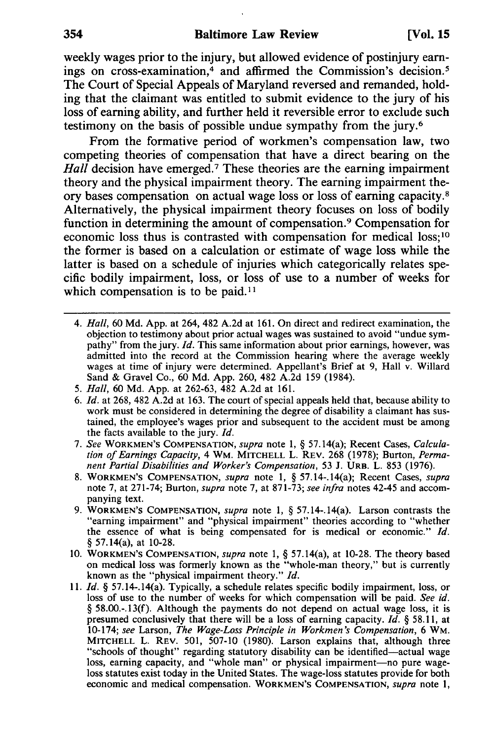weekly wages prior to the injury, but allowed evidence of postinjury earnings on cross-examination,[4] and affirmed the Commission's decision.[5] The Court of Special Appeals of Maryland reversed and remanded, holding that the claimant was entitled to submit evidence to the jury of his loss of earning ability, and further held it reversible error to exclude such testimony on the basis of possible undue sympathy from the jury.[6]

From the formative period of workmen's compensation law, two competing theories of compensation that have a direct bearing on the *Hall* decision have emerged.[7] These theories are the earning impairment theory and the physical impairment theory. The earning impairment theory bases compensation on actual wage loss or loss of earning capacity.[8] Alternatively, the physical impairment theory focuses on loss of bodily function in determining the amount of compensation.[9] Compensation for economic loss thus is contrasted with compensation for medical loss;[10] the former is based on a calculation or estimate of wage loss while the latter is based on a schedule of injuries which categorically relates specific bodily impairment, loss, or loss of use to a number of weeks for which compensation is to be paid.[11]

---

4. *Hall*, 60 Md. App. at 264, 482 A.2d at 161. On direct and redirect examination, the objection to testimony about prior actual wages was sustained to avoid "undue sympathy" from the jury. *Id.* This same information about prior earnings, however, was admitted into the record at the Commission hearing where the average weekly wages at time of injury were determined. Appellant's Brief at 9, Hall v. Willard Sand & Gravel Co., 60 Md. App. 260, 482 A.2d 159 (1984).
5. *Hall*, 60 Md. App. at 262-63, 482 A.2d at 161.
6. *Id.* at 268, 482 A.2d at 163. The court of special appeals held that, because ability to work must be considered in determining the degree of disability a claimant has sustained, the employee's wages prior and subsequent to the accident must be among the facts available to the jury. *Id.*
7. *See* WORKMEN'S COMPENSATION, *supra* note 1, § 57.14(a); Recent Cases, *Calculation of Earnings Capacity*, 4 WM. MITCHELL L. REV. 268 (1978); Burton, *Permanent Partial Disabilities and Worker's Compensation*, 53 J. URB. L. 853 (1976).
8. WORKMEN'S COMPENSATION, *supra* note 1, § 57.14-.14(a); Recent Cases, *supra* note 7, at 271-74; Burton, *supra* note 7, at 871-73; *see infra* notes 42-45 and accompanying text.
9. WORKMEN'S COMPENSATION, *supra* note 1, § 57.14-.14(a). Larson contrasts the "earning impairment" and "physical impairment" theories according to "whether the essence of what is being compensated for is medical or economic." *Id.* § 57.14(a), at 10-28.
10. WORKMEN'S COMPENSATION, *supra* note 1, § 57.14(a), at 10-28. The theory based on medical loss was formerly known as the "whole-man theory," but is currently known as the "physical impairment theory." *Id.*
11. *Id.* § 57.14-.14(a). Typically, a schedule relates specific bodily impairment, loss, or loss of use to the number of weeks for which compensation will be paid. *See id.* § 58.00-.13(f). Although the payments do not depend on actual wage loss, it is presumed conclusively that there will be a loss of earning capacity. *Id.* § 58.11, at 10-174; *see* Larson, *The Wage-Loss Principle in Workmen's Compensation*, 6 WM. MITCHELL L. REV. 501, 507-10 (1980). Larson explains that, although three "schools of thought" regarding statutory disability can be identified—actual wage loss, earning capacity, and "whole man" or physical impairment—no pure wage-loss statutes exist today in the United States. The wage-loss statutes provide for both economic and medical compensation. WORKMEN'S COMPENSATION, *supra* note 1,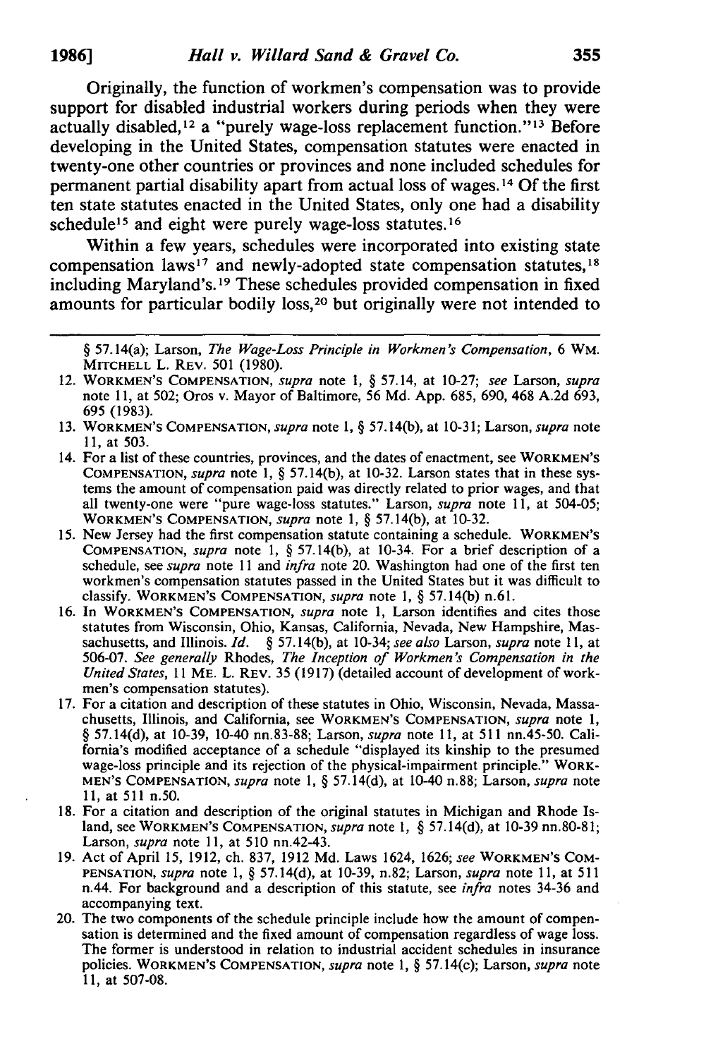Originally, the function of workmen's compensation was to provide support for disabled industrial workers during periods when they were actually disabled,[12] a "purely wage-loss replacement function."[13] Before developing in the United States, compensation statutes were enacted in twenty-one other countries or provinces and none included schedules for permanent partial disability apart from actual loss of wages.[14] Of the first ten state statutes enacted in the United States, only one had a disability schedule[15] and eight were purely wage-loss statutes.[16]

Within a few years, schedules were incorporated into existing state compensation laws[17] and newly-adopted state compensation statutes,[18] including Maryland's.[19] These schedules provided compensation in fixed amounts for particular bodily loss,[20] but originally were not intended to

---

§ 57.14(a); Larson, *The Wage-Loss Principle in Workmen's Compensation*, 6 WM. MITCHELL L. REV. 501 (1980).

12. WORKMEN'S COMPENSATION, *supra* note 1, § 57.14, at 10-27; *see* Larson, *supra* note 11, at 502; Oros v. Mayor of Baltimore, 56 Md. App. 685, 690, 468 A.2d 693, 695 (1983).
13. WORKMEN'S COMPENSATION, *supra* note 1, § 57.14(b), at 10-31; Larson, *supra* note 11, at 503.
14. For a list of these countries, provinces, and the dates of enactment, see WORKMEN'S COMPENSATION, *supra* note 1, § 57.14(b), at 10-32. Larson states that in these systems the amount of compensation paid was directly related to prior wages, and that all twenty-one were "pure wage-loss statutes." Larson, *supra* note 11, at 504-05; WORKMEN'S COMPENSATION, *supra* note 1, § 57.14(b), at 10-32.
15. New Jersey had the first compensation statute containing a schedule. WORKMEN'S COMPENSATION, *supra* note 1, § 57.14(b), at 10-34. For a brief description of a schedule, see *supra* note 11 and *infra* note 20. Washington had one of the first ten workmen's compensation statutes passed in the United States but it was difficult to classify. WORKMEN'S COMPENSATION, *supra* note 1, § 57.14(b) n.61.
16. In WORKMEN'S COMPENSATION, *supra* note 1, Larson identifies and cites those statutes from Wisconsin, Ohio, Kansas, California, Nevada, New Hampshire, Massachusetts, and Illinois. *Id.* § 57.14(b), at 10-34; *see also* Larson, *supra* note 11, at 506-07. *See generally* Rhodes, *The Inception of Workmen's Compensation in the United States*, 11 ME. L. REV. 35 (1917) (detailed account of development of workmen's compensation statutes).
17. For a citation and description of these statutes in Ohio, Wisconsin, Nevada, Massachusetts, Illinois, and California, see WORKMEN'S COMPENSATION, *supra* note 1, § 57.14(d), at 10-39, 10-40 nn.83-88; Larson, *supra* note 11, at 511 nn.45-50. California's modified acceptance of a schedule "displayed its kinship to the presumed wage-loss principle and its rejection of the physical-impairment principle." WORKMEN'S COMPENSATION, *supra* note 1, § 57.14(d), at 10-40 n.88; Larson, *supra* note 11, at 511 n.50.
18. For a citation and description of the original statutes in Michigan and Rhode Island, see WORKMEN'S COMPENSATION, *supra* note 1, § 57.14(d), at 10-39 nn.80-81; Larson, *supra* note 11, at 510 nn.42-43.
19. Act of April 15, 1912, ch. 837, 1912 Md. Laws 1624, 1626; *see* WORKMEN'S COMPENSATION, *supra* note 1, § 57.14(d), at 10-39, n.82; Larson, *supra* note 11, at 511 n.44. For background and a description of this statute, see *infra* notes 34-36 and accompanying text.
20. The two components of the schedule principle include how the amount of compensation is determined and the fixed amount of compensation regardless of wage loss. The former is understood in relation to industrial accident schedules in insurance policies. WORKMEN'S COMPENSATION, *supra* note 1, § 57.14(c); Larson, *supra* note 11, at 507-08.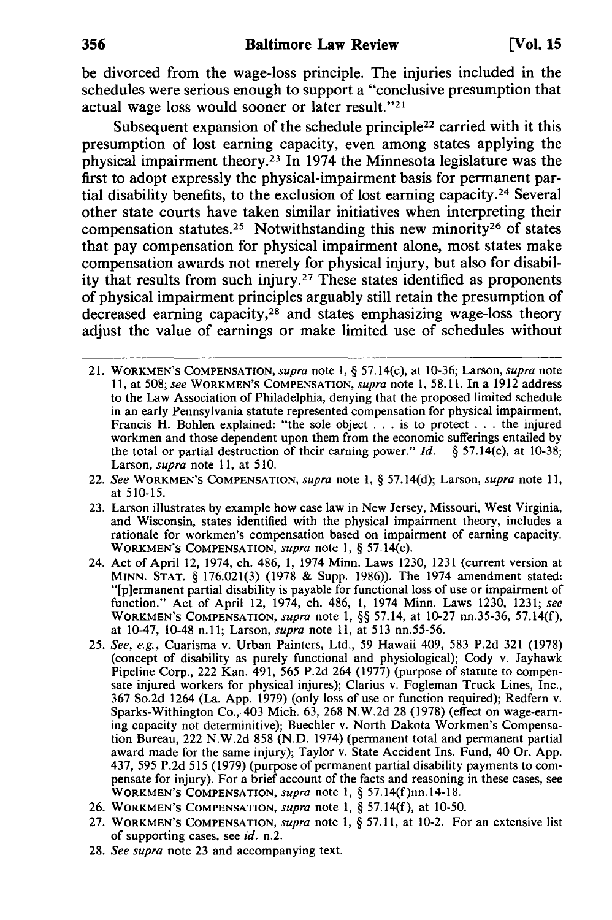be divorced from the wage-loss principle. The injuries included in the schedules were serious enough to support a "conclusive presumption that actual wage loss would sooner or later result."[21]

Subsequent expansion of the schedule principle[22] carried with it this presumption of lost earning capacity, even among states applying the physical impairment theory.[23] In 1974 the Minnesota legislature was the first to adopt expressly the physical-impairment basis for permanent partial disability benefits, to the exclusion of lost earning capacity.[24] Several other state courts have taken similar initiatives when interpreting their compensation statutes.[25] Notwithstanding this new minority[26] of states that pay compensation for physical impairment alone, most states make compensation awards not merely for physical injury, but also for disability that results from such injury.[27] These states identified as proponents of physical impairment principles arguably still retain the presumption of decreased earning capacity,[28] and states emphasizing wage-loss theory adjust the value of earnings or make limited use of schedules without

---

21. WORKMEN'S COMPENSATION, *supra* note 1, § 57.14(c), at 10-36; Larson, *supra* note 11, at 508; *see* WORKMEN'S COMPENSATION, *supra* note 1, 58.11. In a 1912 address to the Law Association of Philadelphia, denying that the proposed limited schedule in an early Pennsylvania statute represented compensation for physical impairment, Francis H. Bohlen explained: "the sole object . . . is to protect . . . the injured workmen and those dependent upon them from the economic sufferings entailed by the total or partial destruction of their earning power." *Id.* § 57.14(c), at 10-38; Larson, *supra* note 11, at 510.

22. *See* WORKMEN'S COMPENSATION, *supra* note 1, § 57.14(d); Larson, *supra* note 11, at 510-15.

23. Larson illustrates by example how case law in New Jersey, Missouri, West Virginia, and Wisconsin, states identified with the physical impairment theory, includes a rationale for workmen's compensation based on impairment of earning capacity. WORKMEN'S COMPENSATION, *supra* note 1, § 57.14(e).

24. Act of April 12, 1974, ch. 486, 1, 1974 Minn. Laws 1230, 1231 (current version at MINN. STAT. § 176.021(3) (1978 & Supp. 1986)). The 1974 amendment stated: "[p]ermanent partial disability is payable for functional loss of use or impairment of function." Act of April 12, 1974, ch. 486, 1, 1974 Minn. Laws 1230, 1231; *see* WORKMEN'S COMPENSATION, *supra* note 1, §§ 57.14, at 10-27 nn.35-36, 57.14(f), at 10-47, 10-48 n.11; Larson, *supra* note 11, at 513 nn.55-56.

25. *See, e.g.*, Cuarisma v. Urban Painters, Ltd., 59 Hawaii 409, 583 P.2d 321 (1978) (concept of disability as purely functional and physiological); Cody v. Jayhawk Pipeline Corp., 222 Kan. 491, 565 P.2d 264 (1977) (purpose of statute to compensate injured workers for physical injures); Clarius v. Fogleman Truck Lines, Inc., 367 So.2d 1264 (La. App. 1979) (only loss of use or function required); Redfern v. Sparks-Withington Co., 403 Mich. 63, 268 N.W.2d 28 (1978) (effect on wage-earning capacity not determinitive); Buechler v. North Dakota Workmen's Compensation Bureau, 222 N.W.2d 858 (N.D. 1974) (permanent total and permanent partial award made for the same injury); Taylor v. State Accident Ins. Fund, 40 Or. App. 437, 595 P.2d 515 (1979) (purpose of permanent partial disability payments to compensate for injury). For a brief account of the facts and reasoning in these cases, see WORKMEN'S COMPENSATION, *supra* note 1, § 57.14(f)nn.14-18.

26. WORKMEN'S COMPENSATION, *supra* note 1, § 57.14(f), at 10-50.

27. WORKMEN'S COMPENSATION, *supra* note 1, § 57.11, at 10-2. For an extensive list of supporting cases, see *id.* n.2.

28. *See supra* note 23 and accompanying text.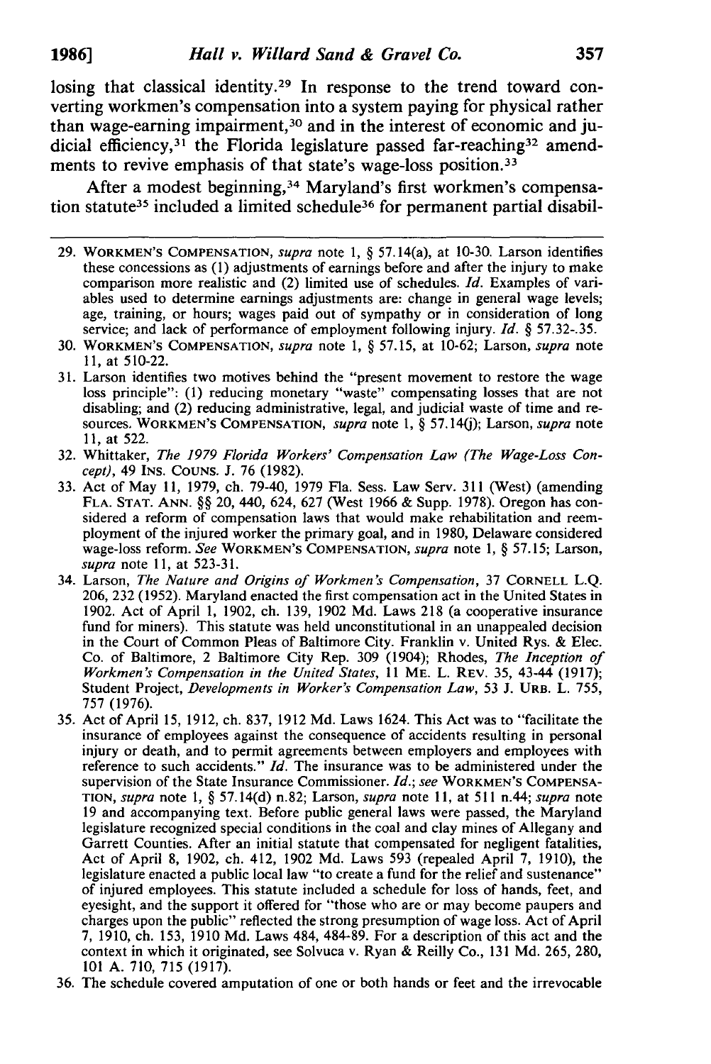losing that classical identity.[29] In response to the trend toward converting workmen's compensation into a system paying for physical rather than wage-earning impairment,[30] and in the interest of economic and judicial efficiency,[31] the Florida legislature passed far-reaching[32] amendments to revive emphasis of that state's wage-loss position.[33]

After a modest beginning,[34] Maryland's first workmen's compensation statute[35] included a limited schedule[36] for permanent partial disabil-

---

29. WORKMEN'S COMPENSATION, *supra* note 1, § 57.14(a), at 10-30. Larson identifies these concessions as (1) adjustments of earnings before and after the injury to make comparison more realistic and (2) limited use of schedules. *Id.* Examples of variables used to determine earnings adjustments are: change in general wage levels; age, training, or hours; wages paid out of sympathy or in consideration of long service; and lack of performance of employment following injury. *Id.* § 57.32-.35.

30. WORKMEN'S COMPENSATION, *supra* note 1, § 57.15, at 10-62; Larson, *supra* note 11, at 510-22.

31. Larson identifies two motives behind the "present movement to restore the wage loss principle": (1) reducing monetary "waste" compensating losses that are not disabling; and (2) reducing administrative, legal, and judicial waste of time and resources. WORKMEN'S COMPENSATION, *supra* note 1, § 57.14(j); Larson, *supra* note 11, at 522.

32. Whittaker, *The 1979 Florida Workers' Compensation Law (The Wage-Loss Concept)*, 49 INS. COUNS. J. 76 (1982).

33. Act of May 11, 1979, ch. 79-40, 1979 Fla. Sess. Law Serv. 311 (West) (amending FLA. STAT. ANN. §§ 20, 440, 624, 627 (West 1966 & Supp. 1978). Oregon has considered a reform of compensation laws that would make rehabilitation and reemployment of the injured worker the primary goal, and in 1980, Delaware considered wage-loss reform. *See* WORKMEN'S COMPENSATION, *supra* note 1, § 57.15; Larson, *supra* note 11, at 523-31.

34. Larson, *The Nature and Origins of Workmen's Compensation*, 37 CORNELL L.Q. 206, 232 (1952). Maryland enacted the first compensation act in the United States in 1902. Act of April 1, 1902, ch. 139, 1902 Md. Laws 218 (a cooperative insurance fund for miners). This statute was held unconstitutional in an unappealed decision in the Court of Common Pleas of Baltimore City. Franklin v. United Rys. & Elec. Co. of Baltimore, 2 Baltimore City Rep. 309 (1904); Rhodes, *The Inception of Workmen's Compensation in the United States*, 11 ME. L. REV. 35, 43-44 (1917); Student Project, *Developments in Worker's Compensation Law*, 53 J. URB. L. 755, 757 (1976).

35. Act of April 15, 1912, ch. 837, 1912 Md. Laws 1624. This Act was to "facilitate the insurance of employees against the consequence of accidents resulting in personal injury or death, and to permit agreements between employers and employees with reference to such accidents." *Id.* The insurance was to be administered under the supervision of the State Insurance Commissioner. *Id.*; *see* WORKMEN'S COMPENSATION, *supra* note 1, § 57.14(d) n.82; Larson, *supra* note 11, at 511 n.44; *supra* note 19 and accompanying text. Before public general laws were passed, the Maryland legislature recognized special conditions in the coal and clay mines of Allegany and Garrett Counties. After an initial statute that compensated for negligent fatalities, Act of April 8, 1902, ch. 412, 1902 Md. Laws 593 (repealed April 7, 1910), the legislature enacted a public local law "to create a fund for the relief and sustenance" of injured employees. This statute included a schedule for loss of hands, feet, and eyesight, and the support it offered for "those who are or may become paupers and charges upon the public" reflected the strong presumption of wage loss. Act of April 7, 1910, ch. 153, 1910 Md. Laws 484, 484-89. For a description of this act and the context in which it originated, see Solvuca v. Ryan & Reilly Co., 131 Md. 265, 280, 101 A. 710, 715 (1917).

36. The schedule covered amputation of one or both hands or feet and the irrevocable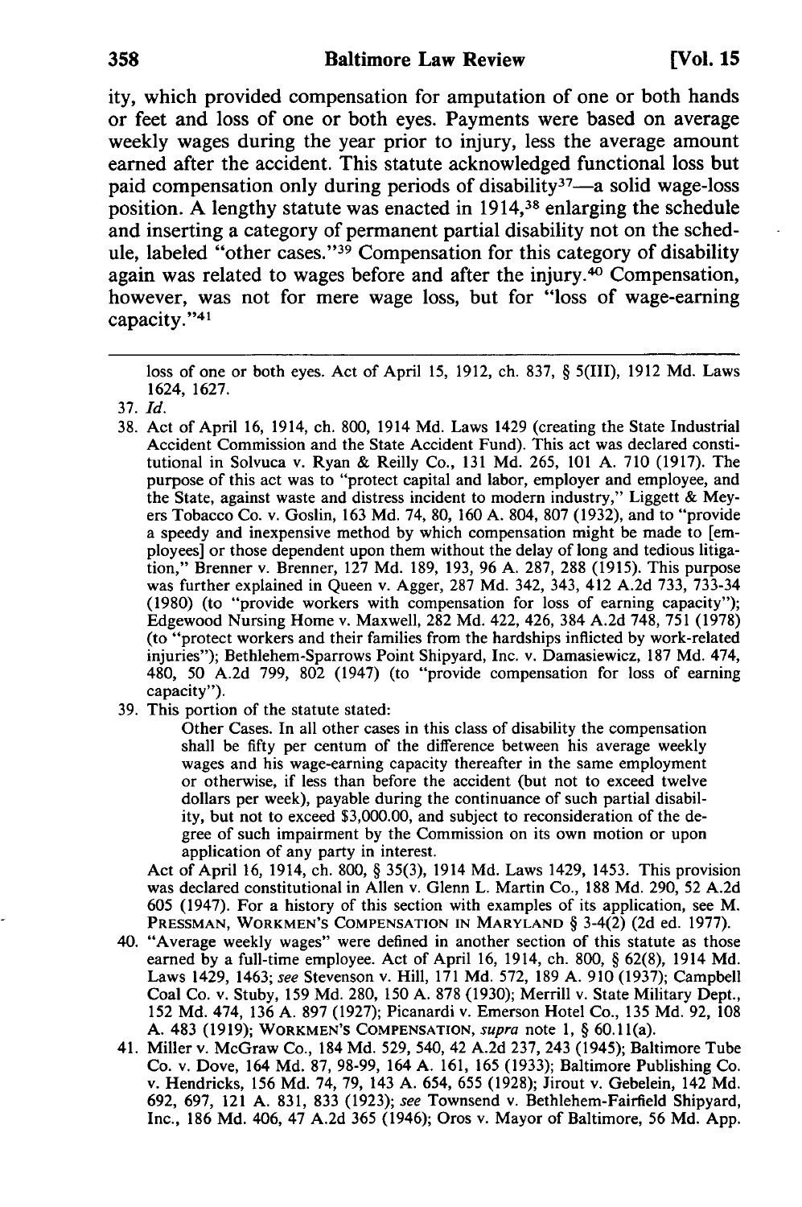ity, which provided compensation for amputation of one or both hands or feet and loss of one or both eyes. Payments were based on average weekly wages during the year prior to injury, less the average amount earned after the accident. This statute acknowledged functional loss but paid compensation only during periods of disability[37]—a solid wage-loss position. A lengthy statute was enacted in 1914,[38] enlarging the schedule and inserting a category of permanent partial disability not on the schedule, labeled "other cases."[39] Compensation for this category of disability again was related to wages before and after the injury.[40] Compensation, however, was not for mere wage loss, but for "loss of wage-earning capacity."[41]

---

loss of one or both eyes. Act of April 15, 1912, ch. 837, § 5(III), 1912 Md. Laws 1624, 1627.

37. *Id.*

38. Act of April 16, 1914, ch. 800, 1914 Md. Laws 1429 (creating the State Industrial Accident Commission and the State Accident Fund). This act was declared constitutional in Solvuca v. Ryan & Reilly Co., 131 Md. 265, 101 A. 710 (1917). The purpose of this act was to "protect capital and labor, employer and employee, and the State, against waste and distress incident to modern industry," Liggett & Meyers Tobacco Co. v. Goslin, 163 Md. 74, 80, 160 A. 804, 807 (1932), and to "provide a speedy and inexpensive method by which compensation might be made to [employees] or those dependent upon them without the delay of long and tedious litigation," Brenner v. Brenner, 127 Md. 189, 193, 96 A. 287, 288 (1915). This purpose was further explained in Queen v. Agger, 287 Md. 342, 343, 412 A.2d 733, 733-34 (1980) (to "provide workers with compensation for loss of earning capacity"); Edgewood Nursing Home v. Maxwell, 282 Md. 422, 426, 384 A.2d 748, 751 (1978) (to "protect workers and their families from the hardships inflicted by work-related injuries"); Bethlehem-Sparrows Point Shipyard, Inc. v. Damasiewicz, 187 Md. 474, 480, 50 A.2d 799, 802 (1947) (to "provide compensation for loss of earning capacity").

39. This portion of the statute stated:

> Other Cases. In all other cases in this class of disability the compensation shall be fifty per centum of the difference between his average weekly wages and his wage-earning capacity thereafter in the same employment or otherwise, if less than before the accident (but not to exceed twelve dollars per week), payable during the continuance of such partial disability, but not to exceed $3,000.00, and subject to reconsideration of the degree of such impairment by the Commission on its own motion or upon application of any party in interest.

Act of April 16, 1914, ch. 800, § 35(3), 1914 Md. Laws 1429, 1453. This provision was declared constitutional in Allen v. Glenn L. Martin Co., 188 Md. 290, 52 A.2d 605 (1947). For a history of this section with examples of its application, see M. PRESSMAN, WORKMEN'S COMPENSATION IN MARYLAND § 3-4(2) (2d ed. 1977).

40. "Average weekly wages" were defined in another section of this statute as those earned by a full-time employee. Act of April 16, 1914, ch. 800, § 62(8), 1914 Md. Laws 1429, 1463; *see* Stevenson v. Hill, 171 Md. 572, 189 A. 910 (1937); Campbell Coal Co. v. Stuby, 159 Md. 280, 150 A. 878 (1930); Merrill v. State Military Dept., 152 Md. 474, 136 A. 897 (1927); Picanardi v. Emerson Hotel Co., 135 Md. 92, 108 A. 483 (1919); WORKMEN'S COMPENSATION, *supra* note 1, § 60.11(a).

41. Miller v. McGraw Co., 184 Md. 529, 540, 42 A.2d 237, 243 (1945); Baltimore Tube Co. v. Dove, 164 Md. 87, 98-99, 164 A. 161, 165 (1933); Baltimore Publishing Co. v. Hendricks, 156 Md. 74, 79, 143 A. 654, 655 (1928); Jirout v. Gebelein, 142 Md. 692, 697, 121 A. 831, 833 (1923); *see* Townsend v. Bethlehem-Fairfield Shipyard, Inc., 186 Md. 406, 47 A.2d 365 (1946); Oros v. Mayor of Baltimore, 56 Md. App.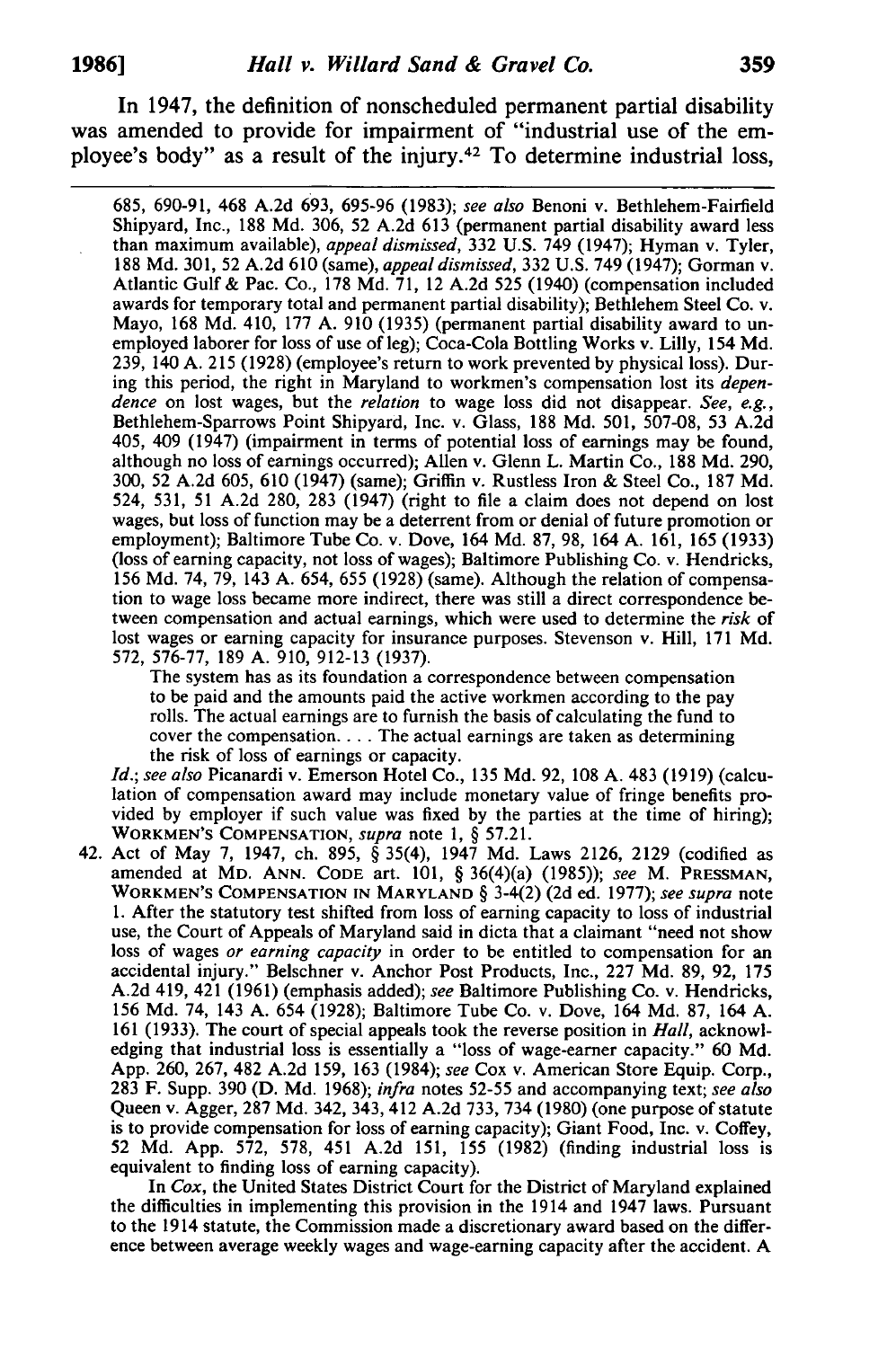In 1947, the definition of nonscheduled permanent partial disability was amended to provide for impairment of "industrial use of the employee's body" as a result of the injury.[42] To determine industrial loss,

685, 690-91, 468 A.2d 693, 695-96 (1983); *see also* Benoni v. Bethlehem-Fairfield Shipyard, Inc., 188 Md. 306, 52 A.2d 613 (permanent partial disability award less than maximum available), *appeal dismissed*, 332 U.S. 749 (1947); Hyman v. Tyler, 188 Md. 301, 52 A.2d 610 (same), *appeal dismissed*, 332 U.S. 749 (1947); Gorman v. Atlantic Gulf & Pac. Co., 178 Md. 71, 12 A.2d 525 (1940) (compensation included awards for temporary total and permanent partial disability); Bethlehem Steel Co. v. Mayo, 168 Md. 410, 177 A. 910 (1935) (permanent partial disability award to unemployed laborer for loss of use of leg); Coca-Cola Bottling Works v. Lilly, 154 Md. 239, 140 A. 215 (1928) (employee's return to work prevented by physical loss). During this period, the right in Maryland to workmen's compensation lost its *dependence* on lost wages, but the *relation* to wage loss did not disappear. *See, e.g.*, Bethlehem-Sparrows Point Shipyard, Inc. v. Glass, 188 Md. 501, 507-08, 53 A.2d 405, 409 (1947) (impairment in terms of potential loss of earnings may be found, although no loss of earnings occurred); Allen v. Glenn L. Martin Co., 188 Md. 290, 300, 52 A.2d 605, 610 (1947) (same); Griffin v. Rustless Iron & Steel Co., 187 Md. 524, 531, 51 A.2d 280, 283 (1947) (right to file a claim does not depend on lost wages, but loss of function may be a deterrent from or denial of future promotion or employment); Baltimore Tube Co. v. Dove, 164 Md. 87, 98, 164 A. 161, 165 (1933) (loss of earning capacity, not loss of wages); Baltimore Publishing Co. v. Hendricks, 156 Md. 74, 79, 143 A. 654, 655 (1928) (same). Although the relation of compensation to wage loss became more indirect, there was still a direct correspondence between compensation and actual earnings, which were used to determine the *risk* of lost wages or earning capacity for insurance purposes. Stevenson v. Hill, 171 Md. 572, 576-77, 189 A. 910, 912-13 (1937).

> The system has as its foundation a correspondence between compensation to be paid and the amounts paid the active workmen according to the pay rolls. The actual earnings are to furnish the basis of calculating the fund to cover the compensation. . . . The actual earnings are taken as determining the risk of loss of earnings or capacity.

*Id.*; *see also* Picanardi v. Emerson Hotel Co., 135 Md. 92, 108 A. 483 (1919) (calculation of compensation award may include monetary value of fringe benefits provided by employer if such value was fixed by the parties at the time of hiring); WORKMEN'S COMPENSATION, *supra* note 1, § 57.21.

42. Act of May 7, 1947, ch. 895, § 35(4), 1947 Md. Laws 2126, 2129 (codified as amended at MD. ANN. CODE art. 101, § 36(4)(a) (1985)); *see* M. PRESSMAN, WORKMEN'S COMPENSATION IN MARYLAND § 3-4(2) (2d ed. 1977); *see supra* note 1. After the statutory test shifted from loss of earning capacity to loss of industrial use, the Court of Appeals of Maryland said in dicta that a claimant "need not show loss of wages *or earning capacity* in order to be entitled to compensation for an accidental injury." Belschner v. Anchor Post Products, Inc., 227 Md. 89, 92, 175 A.2d 419, 421 (1961) (emphasis added); *see* Baltimore Publishing Co. v. Hendricks, 156 Md. 74, 143 A. 654 (1928); Baltimore Tube Co. v. Dove, 164 Md. 87, 164 A. 161 (1933). The court of special appeals took the reverse position in *Hall*, acknowledging that industrial loss is essentially a "loss of wage-earner capacity." 60 Md. App. 260, 267, 482 A.2d 159, 163 (1984); *see* Cox v. American Store Equip. Corp., 283 F. Supp. 390 (D. Md. 1968); *infra* notes 52-55 and accompanying text; *see also* Queen v. Agger, 287 Md. 342, 343, 412 A.2d 733, 734 (1980) (one purpose of statute is to provide compensation for loss of earning capacity); Giant Food, Inc. v. Coffey, 52 Md. App. 572, 578, 451 A.2d 151, 155 (1982) (finding industrial loss is equivalent to finding loss of earning capacity).

In *Cox*, the United States District Court for the District of Maryland explained the difficulties in implementing this provision in the 1914 and 1947 laws. Pursuant to the 1914 statute, the Commission made a discretionary award based on the difference between average weekly wages and wage-earning capacity after the accident. A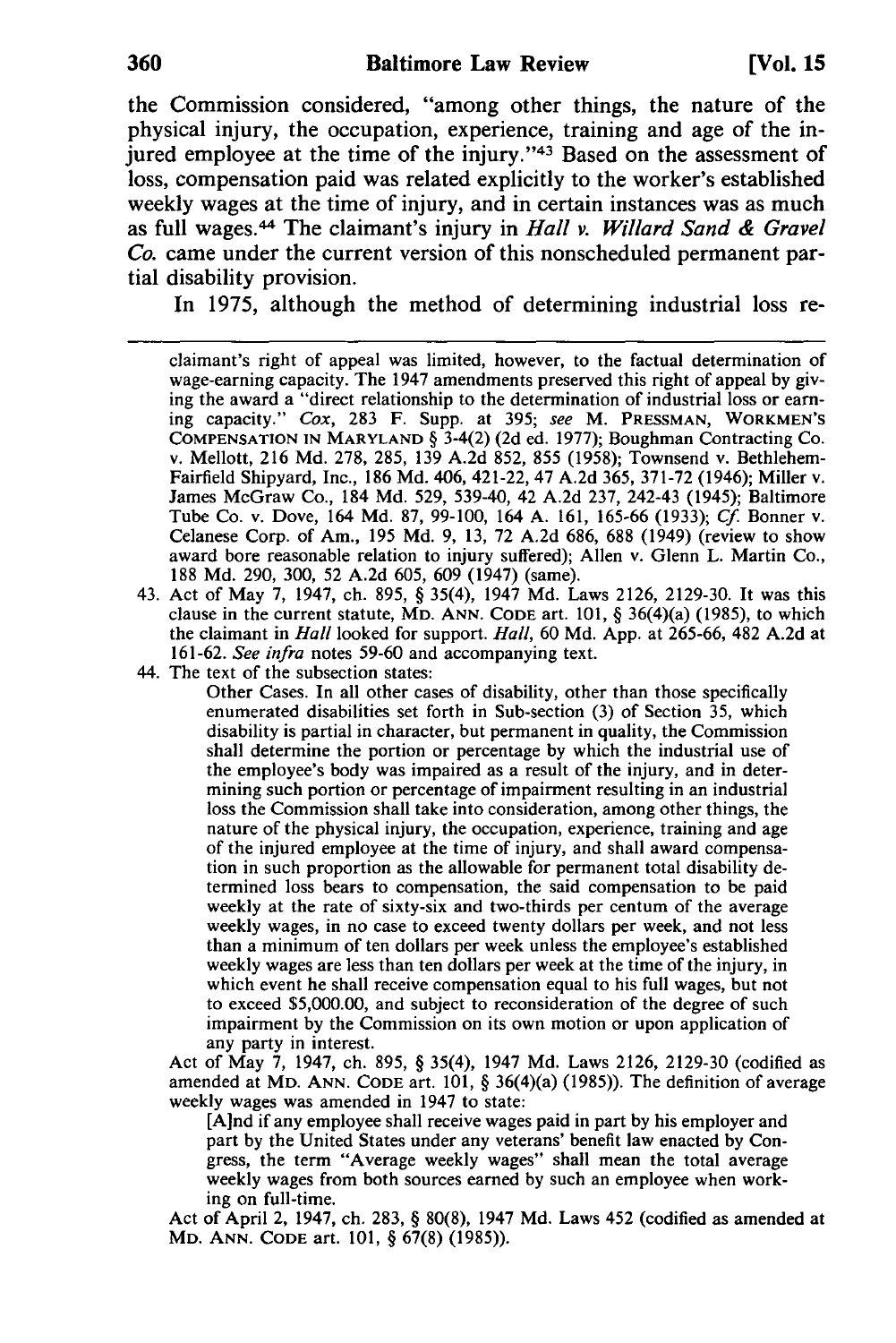the Commission considered, "among other things, the nature of the physical injury, the occupation, experience, training and age of the injured employee at the time of the injury."[43] Based on the assessment of loss, compensation paid was related explicitly to the worker's established weekly wages at the time of injury, and in certain instances was as much as full wages.[44] The claimant's injury in *Hall v. Willard Sand & Gravel Co.* came under the current version of this nonscheduled permanent partial disability provision.

In 1975, although the method of determining industrial loss re-

---

claimant's right of appeal was limited, however, to the factual determination of wage-earning capacity. The 1947 amendments preserved this right of appeal by giving the award a "direct relationship to the determination of industrial loss or earning capacity." *Cox*, 283 F. Supp. at 395; *see* M. PRESSMAN, WORKMEN'S COMPENSATION IN MARYLAND § 3-4(2) (2d ed. 1977); Boughman Contracting Co. v. Mellott, 216 Md. 278, 285, 139 A.2d 852, 855 (1958); Townsend v. Bethlehem-Fairfield Shipyard, Inc., 186 Md. 406, 421-22, 47 A.2d 365, 371-72 (1946); Miller v. James McGraw Co., 184 Md. 529, 539-40, 42 A.2d 237, 242-43 (1945); Baltimore Tube Co. v. Dove, 164 Md. 87, 99-100, 164 A. 161, 165-66 (1933); *Cf.* Bonner v. Celanese Corp. of Am., 195 Md. 9, 13, 72 A.2d 686, 688 (1949) (review to show award bore reasonable relation to injury suffered); Allen v. Glenn L. Martin Co., 188 Md. 290, 300, 52 A.2d 605, 609 (1947) (same).

43. Act of May 7, 1947, ch. 895, § 35(4), 1947 Md. Laws 2126, 2129-30. It was this clause in the current statute, MD. ANN. CODE art. 101, § 36(4)(a) (1985), to which the claimant in *Hall* looked for support. *Hall*, 60 Md. App. at 265-66, 482 A.2d at 161-62. *See infra* notes 59-60 and accompanying text.

44. The text of the subsection states:

> Other Cases. In all other cases of disability, other than those specifically enumerated disabilities set forth in Sub-section (3) of Section 35, which disability is partial in character, but permanent in quality, the Commission shall determine the portion or percentage by which the industrial use of the employee's body was impaired as a result of the injury, and in determining such portion or percentage of impairment resulting in an industrial loss the Commission shall take into consideration, among other things, the nature of the physical injury, the occupation, experience, training and age of the injured employee at the time of injury, and shall award compensation in such proportion as the allowable for permanent total disability determined loss bears to compensation, the said compensation to be paid weekly at the rate of sixty-six and two-thirds per centum of the average weekly wages, in no case to exceed twenty dollars per week, and not less than a minimum of ten dollars per week unless the employee's established weekly wages are less than ten dollars per week at the time of the injury, in which event he shall receive compensation equal to his full wages, but not to exceed $5,000.00, and subject to reconsideration of the degree of such impairment by the Commission on its own motion or upon application of any party in interest.

Act of May 7, 1947, ch. 895, § 35(4), 1947 Md. Laws 2126, 2129-30 (codified as amended at MD. ANN. CODE art. 101, § 36(4)(a) (1985)). The definition of average weekly wages was amended in 1947 to state:

> [A]nd if any employee shall receive wages paid in part by his employer and part by the United States under any veterans' benefit law enacted by Congress, the term "Average weekly wages" shall mean the total average weekly wages from both sources earned by such an employee when working on full-time.

Act of April 2, 1947, ch. 283, § 80(8), 1947 Md. Laws 452 (codified as amended at MD. ANN. CODE art. 101, § 67(8) (1985)).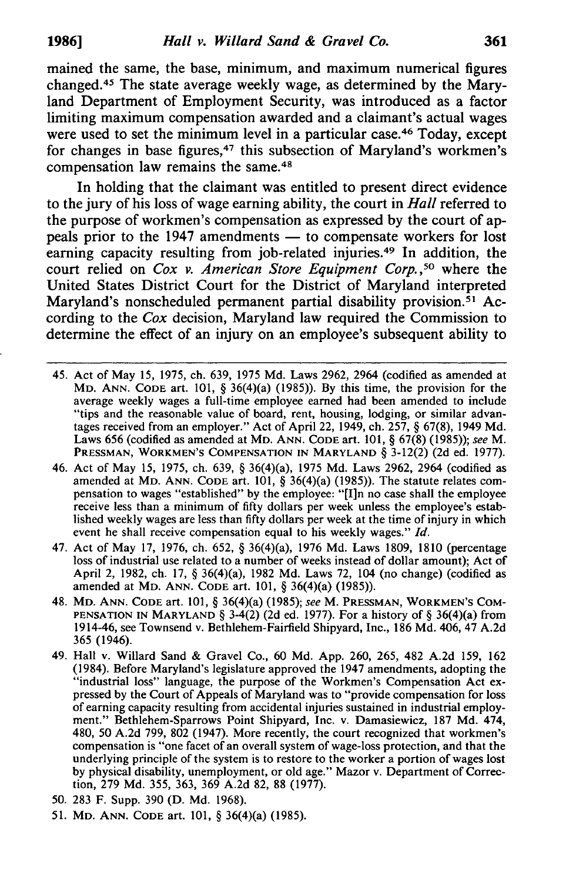mained the same, the base, minimum, and maximum numerical figures changed.[45] The state average weekly wage, as determined by the Maryland Department of Employment Security, was introduced as a factor limiting maximum compensation awarded and a claimant's actual wages were used to set the minimum level in a particular case.[46] Today, except for changes in base figures,[47] this subsection of Maryland's workmen's compensation law remains the same.[48]

In holding that the claimant was entitled to present direct evidence to the jury of his loss of wage earning ability, the court in *Hall* referred to the purpose of workmen's compensation as expressed by the court of appeals prior to the 1947 amendments — to compensate workers for lost earning capacity resulting from job-related injuries.[49] In addition, the court relied on *Cox v. American Store Equipment Corp.*,[50] where the United States District Court for the District of Maryland interpreted Maryland's nonscheduled permanent partial disability provision.[51] According to the *Cox* decision, Maryland law required the Commission to determine the effect of an injury on an employee's subsequent ability to

---

45. Act of May 15, 1975, ch. 639, 1975 Md. Laws 2962, 2964 (codified as amended at MD. ANN. CODE art. 101, § 36(4)(a) (1985)). By this time, the provision for the average weekly wages a full-time employee earned had been amended to include "tips and the reasonable value of board, rent, housing, lodging, or similar advantages received from an employer." Act of April 22, 1949, ch. 257, § 67(8), 1949 Md. Laws 656 (codified as amended at MD. ANN. CODE art. 101, § 67(8) (1985)); *see* M. PRESSMAN, WORKMEN'S COMPENSATION IN MARYLAND § 3-12(2) (2d ed. 1977).

46. Act of May 15, 1975, ch. 639, § 36(4)(a), 1975 Md. Laws 2962, 2964 (codified as amended at MD. ANN. CODE art. 101, § 36(4)(a) (1985)). The statute relates compensation to wages "established" by the employee: "[I]n no case shall the employee receive less than a minimum of fifty dollars per week unless the employee's established weekly wages are less than fifty dollars per week at the time of injury in which event he shall receive compensation equal to his weekly wages." *Id.*

47. Act of May 17, 1976, ch. 652, § 36(4)(a), 1976 Md. Laws 1809, 1810 (percentage loss of industrial use related to a number of weeks instead of dollar amount); Act of April 2, 1982, ch. 17, § 36(4)(a), 1982 Md. Laws 72, 104 (no change) (codified as amended at MD. ANN. CODE art. 101, § 36(4)(a) (1985)).

48. MD. ANN. CODE art. 101, § 36(4)(a) (1985); *see* M. PRESSMAN, WORKMEN'S COMPENSATION IN MARYLAND § 3-4(2) (2d ed. 1977). For a history of § 36(4)(a) from 1914-46, see Townsend v. Bethlehem-Fairfield Shipyard, Inc., 186 Md. 406, 47 A.2d 365 (1946).

49. Hall v. Willard Sand & Gravel Co., 60 Md. App. 260, 265, 482 A.2d 159, 162 (1984). Before Maryland's legislature approved the 1947 amendments, adopting the "industrial loss" language, the purpose of the Workmen's Compensation Act expressed by the Court of Appeals of Maryland was to "provide compensation for loss of earning capacity resulting from accidental injuries sustained in industrial employment." Bethlehem-Sparrows Point Shipyard, Inc. v. Damasiewicz, 187 Md. 474, 480, 50 A.2d 799, 802 (1947). More recently, the court recognized that workmen's compensation is "one facet of an overall system of wage-loss protection, and that the underlying principle of the system is to restore to the worker a portion of wages lost by physical disability, unemployment, or old age." Mazor v. Department of Correction, 279 Md. 355, 363, 369 A.2d 82, 88 (1977).

50. 283 F. Supp. 390 (D. Md. 1968).

51. MD. ANN. CODE art. 101, § 36(4)(a) (1985).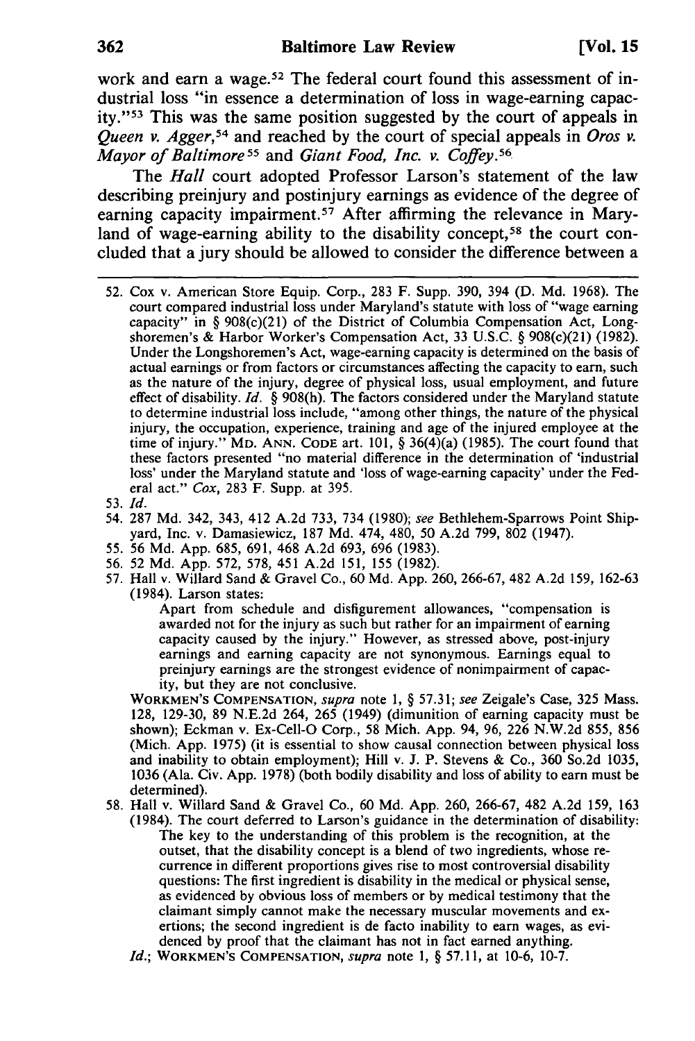work and earn a wage.[52] The federal court found this assessment of industrial loss "in essence a determination of loss in wage-earning capacity."[53] This was the same position suggested by the court of appeals in *Queen v. Agger*,[54] and reached by the court of special appeals in *Oros v. Mayor of Baltimore*[55] and *Giant Food, Inc. v. Coffey*.[56]

The *Hall* court adopted Professor Larson's statement of the law describing preinjury and postinjury earnings as evidence of the degree of earning capacity impairment.[57] After affirming the relevance in Maryland of wage-earning ability to the disability concept,[58] the court concluded that a jury should be allowed to consider the difference between a

---

52. Cox v. American Store Equip. Corp., 283 F. Supp. 390, 394 (D. Md. 1968). The court compared industrial loss under Maryland's statute with loss of "wage earning capacity" in § 908(c)(21) of the District of Columbia Compensation Act, Longshoremen's & Harbor Worker's Compensation Act, 33 U.S.C. § 908(c)(21) (1982). Under the Longshoremen's Act, wage-earning capacity is determined on the basis of actual earnings or from factors or circumstances affecting the capacity to earn, such as the nature of the injury, degree of physical loss, usual employment, and future effect of disability. *Id.* § 908(h). The factors considered under the Maryland statute to determine industrial loss include, "among other things, the nature of the physical injury, the occupation, experience, training and age of the injured employee at the time of injury." MD. ANN. CODE art. 101, § 36(4)(a) (1985). The court found that these factors presented "no material difference in the determination of 'industrial loss' under the Maryland statute and 'loss of wage-earning capacity' under the Federal act." *Cox*, 283 F. Supp. at 395.

53. *Id.*

54. 287 Md. 342, 343, 412 A.2d 733, 734 (1980); *see* Bethlehem-Sparrows Point Shipyard, Inc. v. Damasiewicz, 187 Md. 474, 480, 50 A.2d 799, 802 (1947).

55. 56 Md. App. 685, 691, 468 A.2d 693, 696 (1983).

56. 52 Md. App. 572, 578, 451 A.2d 151, 155 (1982).

57. Hall v. Willard Sand & Gravel Co., 60 Md. App. 260, 266-67, 482 A.2d 159, 162-63 (1984). Larson states:

> Apart from schedule and disfigurement allowances, "compensation is awarded not for the injury as such but rather for an impairment of earning capacity caused by the injury." However, as stressed above, post-injury earnings and earning capacity are not synonymous. Earnings equal to preinjury earnings are the strongest evidence of nonimpairment of capacity, but they are not conclusive.

WORKMEN'S COMPENSATION, *supra* note 1, § 57.31; *see* Zeigale's Case, 325 Mass. 128, 129-30, 89 N.E.2d 264, 265 (1949) (dimunition of earning capacity must be shown); Eckman v. Ex-Cell-O Corp., 58 Mich. App. 94, 96, 226 N.W.2d 855, 856 (Mich. App. 1975) (it is essential to show causal connection between physical loss and inability to obtain employment); Hill v. J. P. Stevens & Co., 360 So.2d 1035, 1036 (Ala. Civ. App. 1978) (both bodily disability and loss of ability to earn must be determined).

58. Hall v. Willard Sand & Gravel Co., 60 Md. App. 260, 266-67, 482 A.2d 159, 163 (1984). The court deferred to Larson's guidance in the determination of disability:

> The key to the understanding of this problem is the recognition, at the outset, that the disability concept is a blend of two ingredients, whose recurrence in different proportions gives rise to most controversial disability questions: The first ingredient is disability in the medical or physical sense, as evidenced by obvious loss of members or by medical testimony that the claimant simply cannot make the necessary muscular movements and exertions; the second ingredient is de facto inability to earn wages, as evidenced by proof that the claimant has not in fact earned anything.

*Id.*; WORKMEN'S COMPENSATION, *supra* note 1, § 57.11, at 10-6, 10-7.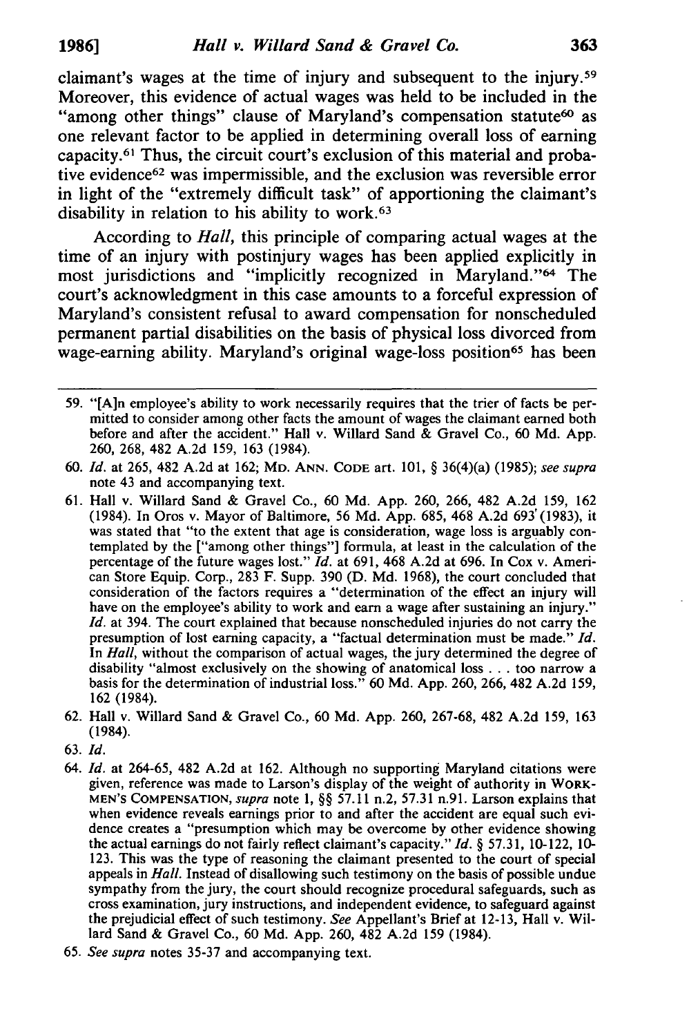claimant's wages at the time of injury and subsequent to the injury.[59] Moreover, this evidence of actual wages was held to be included in the "among other things" clause of Maryland's compensation statute[60] as one relevant factor to be applied in determining overall loss of earning capacity.[61] Thus, the circuit court's exclusion of this material and probative evidence[62] was impermissible, and the exclusion was reversible error in light of the "extremely difficult task" of apportioning the claimant's disability in relation to his ability to work.[63]

According to *Hall*, this principle of comparing actual wages at the time of an injury with postinjury wages has been applied explicitly in most jurisdictions and "implicitly recognized in Maryland."[64] The court's acknowledgment in this case amounts to a forceful expression of Maryland's consistent refusal to award compensation for nonscheduled permanent partial disabilities on the basis of physical loss divorced from wage-earning ability. Maryland's original wage-loss position[65] has been

---

59. "[A]n employee's ability to work necessarily requires that the trier of facts be permitted to consider among other facts the amount of wages the claimant earned both before and after the accident." Hall v. Willard Sand & Gravel Co., 60 Md. App. 260, 268, 482 A.2d 159, 163 (1984).

60. *Id.* at 265, 482 A.2d at 162; MD. ANN. CODE art. 101, § 36(4)(a) (1985); *see supra* note 43 and accompanying text.

61. Hall v. Willard Sand & Gravel Co., 60 Md. App. 260, 266, 482 A.2d 159, 162 (1984). In Oros v. Mayor of Baltimore, 56 Md. App. 685, 468 A.2d 693 (1983), it was stated that "to the extent that age is consideration, wage loss is arguably contemplated by the ["among other things"] formula, at least in the calculation of the percentage of the future wages lost." *Id.* at 691, 468 A.2d at 696. In Cox v. American Store Equip. Corp., 283 F. Supp. 390 (D. Md. 1968), the court concluded that consideration of the factors requires a "determination of the effect an injury will have on the employee's ability to work and earn a wage after sustaining an injury." *Id.* at 394. The court explained that because nonscheduled injuries do not carry the presumption of lost earning capacity, a "factual determination must be made." *Id.* In *Hall*, without the comparison of actual wages, the jury determined the degree of disability "almost exclusively on the showing of anatomical loss . . . too narrow a basis for the determination of industrial loss." 60 Md. App. 260, 266, 482 A.2d 159, 162 (1984).

62. Hall v. Willard Sand & Gravel Co., 60 Md. App. 260, 267-68, 482 A.2d 159, 163 (1984).

63. *Id.*

64. *Id.* at 264-65, 482 A.2d at 162. Although no supporting Maryland citations were given, reference was made to Larson's display of the weight of authority in WORKMEN'S COMPENSATION, *supra* note 1, §§ 57.11 n.2, 57.31 n.91. Larson explains that when evidence reveals earnings prior to and after the accident are equal such evidence creates a "presumption which may be overcome by other evidence showing the actual earnings do not fairly reflect claimant's capacity." *Id.* § 57.31, 10-122, 10-123. This was the type of reasoning the claimant presented to the court of special appeals in *Hall*. Instead of disallowing such testimony on the basis of possible undue sympathy from the jury, the court should recognize procedural safeguards, such as cross examination, jury instructions, and independent evidence, to safeguard against the prejudicial effect of such testimony. *See* Appellant's Brief at 12-13, Hall v. Willard Sand & Gravel Co., 60 Md. App. 260, 482 A.2d 159 (1984).

65. *See supra* notes 35-37 and accompanying text.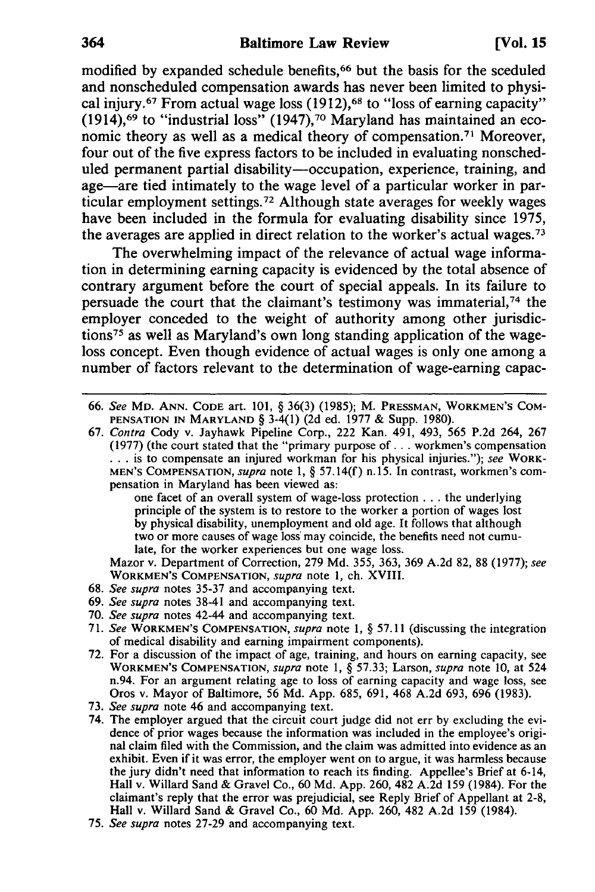modified by expanded schedule benefits,[66] but the basis for the sceduled and nonscheduled compensation awards has never been limited to physical injury.[67] From actual wage loss (1912),[68] to "loss of earning capacity" (1914),[69] to "industrial loss" (1947),[70] Maryland has maintained an economic theory as well as a medical theory of compensation.[71] Moreover, four out of the five express factors to be included in evaluating nonscheduled permanent partial disability—occupation, experience, training, and age—are tied intimately to the wage level of a particular worker in particular employment settings.[72] Although state averages for weekly wages have been included in the formula for evaluating disability since 1975, the averages are applied in direct relation to the worker's actual wages.[73]

The overwhelming impact of the relevance of actual wage information in determining earning capacity is evidenced by the total absence of contrary argument before the court of special appeals. In its failure to persuade the court that the claimant's testimony was immaterial,[74] the employer conceded to the weight of authority among other jurisdictions[75] as well as Maryland's own long standing application of the wage-loss concept. Even though evidence of actual wages is only one among a number of factors relevant to the determination of wage-earning capac-

---

66. *See* MD. ANN. CODE art. 101, § 36(3) (1985); M. PRESSMAN, WORKMEN'S COMPENSATION IN MARYLAND § 3-4(1) (2d ed. 1977 & Supp. 1980).

67. *Contra* Cody v. Jayhawk Pipeline Corp., 222 Kan. 491, 493, 565 P.2d 264, 267 (1977) (the court stated that the "primary purpose of . . . workmen's compensation . . . is to compensate an injured workman for his physical injuries."); *see* WORKMEN'S COMPENSATION, *supra* note 1, § 57.14(f) n.15. In contrast, workmen's compensation in Maryland has been viewed as:

> one facet of an overall system of wage-loss protection . . . the underlying principle of the system is to restore to the worker a portion of wages lost by physical disability, unemployment and old age. It follows that although two or more causes of wage loss may coincide, the benefits need not cumulate, for the worker experiences but one wage loss.

Mazor v. Department of Correction, 279 Md. 355, 363, 369 A.2d 82, 88 (1977); *see* WORKMEN'S COMPENSATION, *supra* note 1, ch. XVIII.

68. *See supra* notes 35-37 and accompanying text.

69. *See supra* notes 38-41 and accompanying text.

70. *See supra* notes 42-44 and accompanying text.

71. *See* WORKMEN'S COMPENSATION, *supra* note 1, § 57.11 (discussing the integration of medical disability and earning impairment components).

72. For a discussion of the impact of age, training, and hours on earning capacity, see WORKMEN'S COMPENSATION, *supra* note 1, § 57.33; Larson, *supra* note 10, at 524 n.94. For an argument relating age to loss of earning capacity and wage loss, see Oros v. Mayor of Baltimore, 56 Md. App. 685, 691, 468 A.2d 693, 696 (1983).

73. *See supra* note 46 and accompanying text.

74. The employer argued that the circuit court judge did not err by excluding the evidence of prior wages because the information was included in the employee's original claim filed with the Commission, and the claim was admitted into evidence as an exhibit. Even if it was error, the employer went on to argue, it was harmless because the jury didn't need that information to reach its finding. Appellee's Brief at 6-14, Hall v. Willard Sand & Gravel Co., 60 Md. App. 260, 482 A.2d 159 (1984). For the claimant's reply that the error was prejudicial, see Reply Brief of Appellant at 2-8, Hall v. Willard Sand & Gravel Co., 60 Md. App. 260, 482 A.2d 159 (1984).

75. *See supra* notes 27-29 and accompanying text.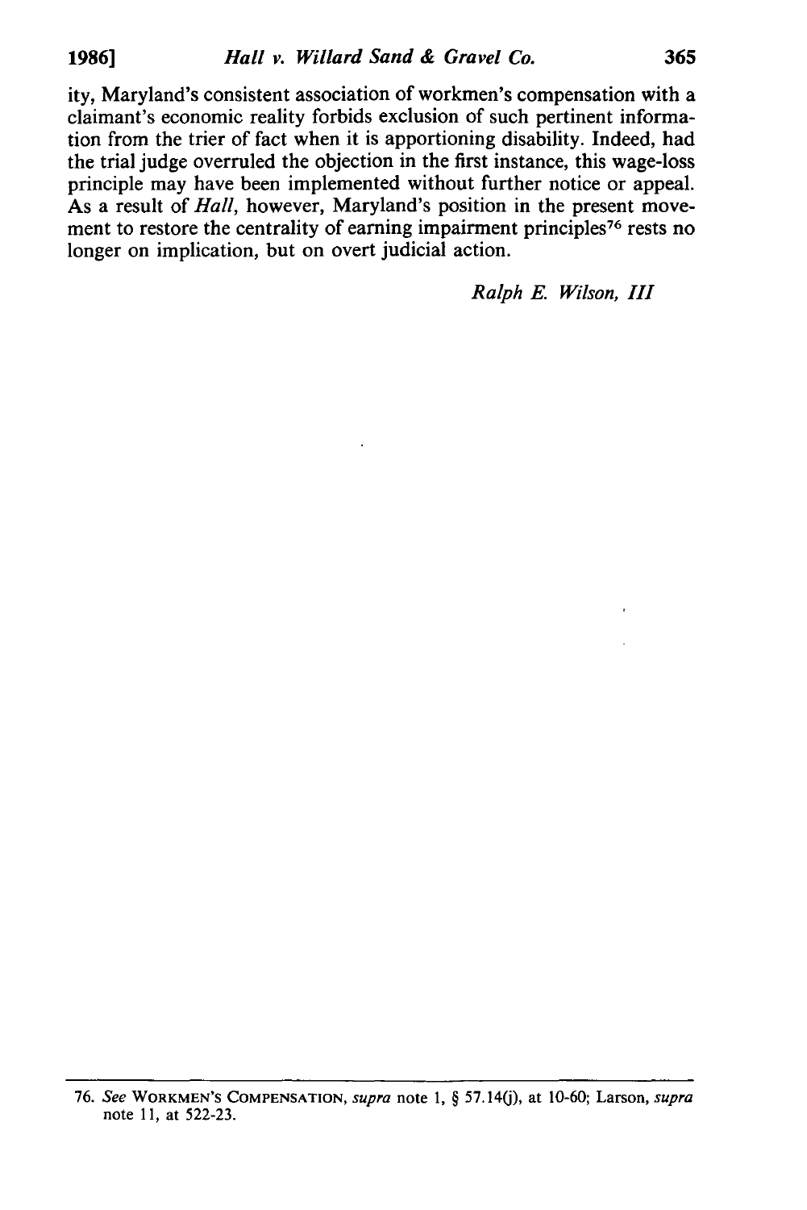ity, Maryland's consistent association of workmen's compensation with a claimant's economic reality forbids exclusion of such pertinent information from the trier of fact when it is apportioning disability. Indeed, had the trial judge overruled the objection in the first instance, this wage-loss principle may have been implemented without further notice or appeal. As a result of *Hall*, however, Maryland's position in the present movement to restore the centrality of earning impairment principles[76] rests no longer on implication, but on overt judicial action.

*Ralph E. Wilson, III*

---

76. *See* WORKMEN'S COMPENSATION, *supra* note 1, § 57.14(j), at 10-60; Larson, *supra* note 11, at 522-23.